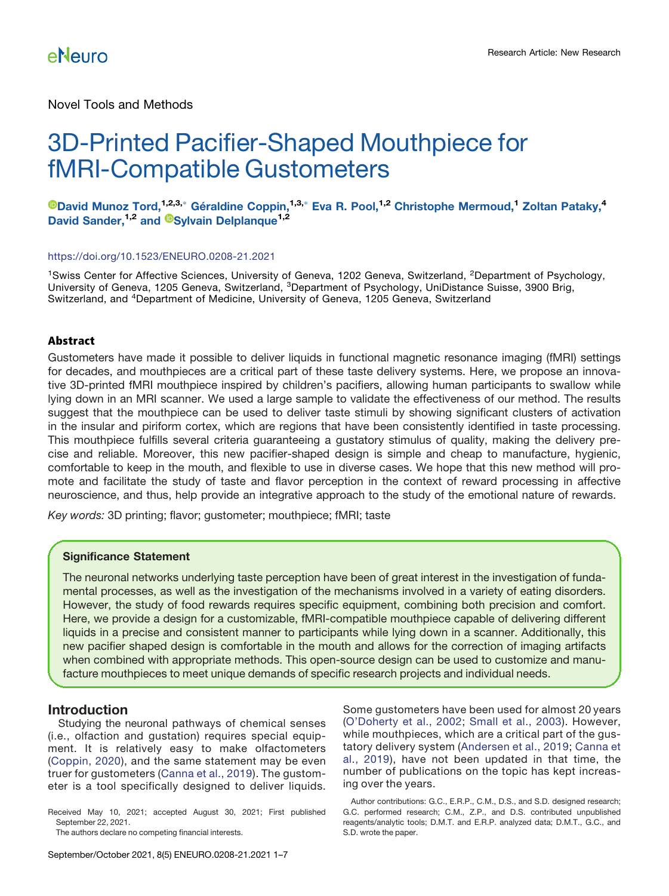Novel Tools and Methods

# 3D-Printed Pacifier-Shaped Mouthpiece for fMRI-Compatible Gustometers

**David Munoz Tord,[1,2,3,*] Géraldine Coppin,[1,3,*] Eva R. Pool,[1,2] Christophe Mermoud,[1] Zoltan Pataky,[4] David Sander,[1,2] and Sylvain Delplanque[1,2]**

https://doi.org/10.1523/ENEURO.0208-21.2021

[1]Swiss Center for Affective Sciences, University of Geneva, 1202 Geneva, Switzerland, [2]Department of Psychology, University of Geneva, 1205 Geneva, Switzerland, [3]Department of Psychology, UniDistance Suisse, 3900 Brig, Switzerland, and [4]Department of Medicine, University of Geneva, 1205 Geneva, Switzerland

## Abstract

Gustometers have made it possible to deliver liquids in functional magnetic resonance imaging (fMRI) settings for decades, and mouthpieces are a critical part of these taste delivery systems. Here, we propose an innovative 3D-printed fMRI mouthpiece inspired by children's pacifiers, allowing human participants to swallow while lying down in an MRI scanner. We used a large sample to validate the effectiveness of our method. The results suggest that the mouthpiece can be used to deliver taste stimuli by showing significant clusters of activation in the insular and piriform cortex, which are regions that have been consistently identified in taste processing. This mouthpiece fulfills several criteria guaranteeing a gustatory stimulus of quality, making the delivery precise and reliable. Moreover, this new pacifier-shaped design is simple and cheap to manufacture, hygienic, comfortable to keep in the mouth, and flexible to use in diverse cases. We hope that this new method will promote and facilitate the study of taste and flavor perception in the context of reward processing in affective neuroscience, and thus, help provide an integrative approach to the study of the emotional nature of rewards.

*Key words:* 3D printing; flavor; gustometer; mouthpiece; fMRI; taste

### Significance Statement

The neuronal networks underlying taste perception have been of great interest in the investigation of fundamental processes, as well as the investigation of the mechanisms involved in a variety of eating disorders. However, the study of food rewards requires specific equipment, combining both precision and comfort. Here, we provide a design for a customizable, fMRI-compatible mouthpiece capable of delivering different liquids in a precise and consistent manner to participants while lying down in a scanner. Additionally, this new pacifier shaped design is comfortable in the mouth and allows for the correction of imaging artifacts when combined with appropriate methods. This open-source design can be used to customize and manufacture mouthpieces to meet unique demands of specific research projects and individual needs.

## Introduction

Studying the neuronal pathways of chemical senses (i.e., olfaction and gustation) requires special equipment. It is relatively easy to make olfactometers (Coppin, 2020), and the same statement may be even truer for gustometers (Canna et al., 2019). The gustometer is a tool specifically designed to deliver liquids. Some gustometers have been used for almost 20 years (O'Doherty et al., 2002; Small et al., 2003). However, while mouthpieces, which are a critical part of the gustatory delivery system (Andersen et al., 2019; Canna et al., 2019), have not been updated in that time, the number of publications on the topic has kept increasing over the years.

Received May 10, 2021; accepted August 30, 2021; First published September 22, 2021.

The authors declare no competing financial interests.

Author contributions: G.C., E.R.P., C.M., D.S., and S.D. designed research; G.C. performed research; C.M., Z.P., and D.S. contributed unpublished reagents/analytic tools; D.M.T. and E.R.P. analyzed data; D.M.T., G.C., and S.D. wrote the paper.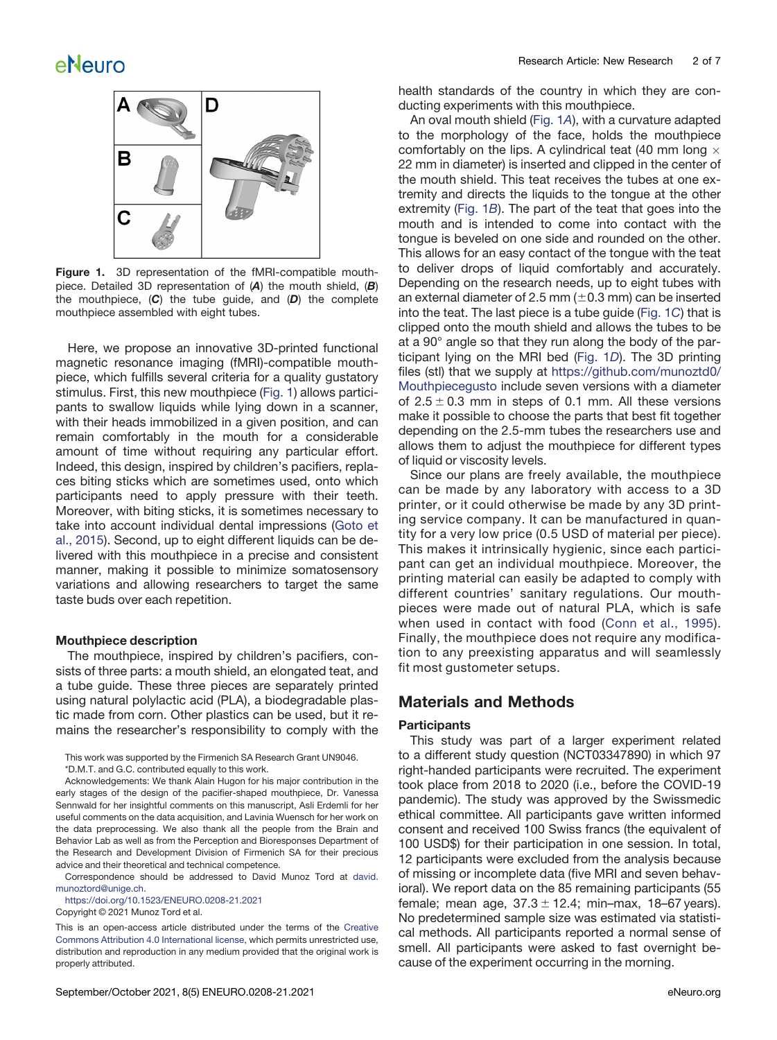Figure 1. 3D representation of the fMRI-compatible mouthpiece. Detailed 3D representation of (***A***) the mouth shield, (***B***) the mouthpiece, (***C***) the tube guide, and (***D***) the complete mouthpiece assembled with eight tubes.

Here, we propose an innovative 3D-printed functional magnetic resonance imaging (fMRI)-compatible mouthpiece, which fulfills several criteria for a quality gustatory stimulus. First, this new mouthpiece (Fig. 1) allows participants to swallow liquids while lying down in a scanner, with their heads immobilized in a given position, and can remain comfortably in the mouth for a considerable amount of time without requiring any particular effort. Indeed, this design, inspired by children's pacifiers, replaces biting sticks which are sometimes used, onto which participants need to apply pressure with their teeth. Moreover, with biting sticks, it is sometimes necessary to take into account individual dental impressions (Goto et al., 2015). Second, up to eight different liquids can be delivered with this mouthpiece in a precise and consistent manner, making it possible to minimize somatosensory variations and allowing researchers to target the same taste buds over each repetition.

#### Mouthpiece description

The mouthpiece, inspired by children's pacifiers, consists of three parts: a mouth shield, an elongated teat, and a tube guide. These three pieces are separately printed using natural polylactic acid (PLA), a biodegradable plastic made from corn. Other plastics can be used, but it remains the researcher's responsibility to comply with the health standards of the country in which they are conducting experiments with this mouthpiece.

An oval mouth shield (Fig. 1*A*), with a curvature adapted to the morphology of the face, holds the mouthpiece comfortably on the lips. A cylindrical teat (40 mm long × 22 mm in diameter) is inserted and clipped in the center of the mouth shield. This teat receives the tubes at one extremity and directs the liquids to the tongue at the other extremity (Fig. 1*B*). The part of the teat that goes into the mouth and is intended to come into contact with the tongue is beveled on one side and rounded on the other. This allows for an easy contact of the tongue with the teat to deliver drops of liquid comfortably and accurately. Depending on the research needs, up to eight tubes with an external diameter of 2.5 mm (±0.3 mm) can be inserted into the teat. The last piece is a tube guide (Fig. 1*C*) that is clipped onto the mouth shield and allows the tubes to be at a 90° angle so that they run along the body of the participant lying on the MRI bed (Fig. 1*D*). The 3D printing files (stl) that we supply at https://github.com/munoztd0/Mouthpiecegusto include seven versions with a diameter of 2.5 ± 0.3 mm in steps of 0.1 mm. All these versions make it possible to choose the parts that best fit together depending on the 2.5-mm tubes the researchers use and allows them to adjust the mouthpiece for different types of liquid or viscosity levels.

Since our plans are freely available, the mouthpiece can be made by any laboratory with access to a 3D printer, or it could otherwise be made by any 3D printing service company. It can be manufactured in quantity for a very low price (0.5 USD of material per piece). This makes it intrinsically hygienic, since each participant can get an individual mouthpiece. Moreover, the printing material can easily be adapted to comply with different countries' sanitary regulations. Our mouthpieces were made out of natural PLA, which is safe when used in contact with food (Conn et al., 1995). Finally, the mouthpiece does not require any modification to any preexisting apparatus and will seamlessly fit most gustometer setups.

## Materials and Methods

#### Participants

This study was part of a larger experiment related to a different study question (NCT03347890) in which 97 right-handed participants were recruited. The experiment took place from 2018 to 2020 (i.e., before the COVID-19 pandemic). The study was approved by the Swissmedic ethical committee. All participants gave written informed consent and received 100 Swiss francs (the equivalent of 100 USD$) for their participation in one session. In total, 12 participants were excluded from the analysis because of missing or incomplete data (five MRI and seven behavioral). We report data on the 85 remaining participants (55 female; mean age, 37.3 ± 12.4; min–max, 18–67 years). No predetermined sample size was estimated via statistical methods. All participants reported a normal sense of smell. All participants were asked to fast overnight because of the experiment occurring in the morning.

---

This work was supported by the Firmenich SA Research Grant UN9046.

*D.M.T. and G.C. contributed equally to this work.

Acknowledgements: We thank Alain Hugon for his major contribution in the early stages of the design of the pacifier-shaped mouthpiece, Dr. Vanessa Sennwald for her insightful comments on this manuscript, Asli Erdemli for her useful comments on the data acquisition, and Lavinia Wuensch for her work on the data preprocessing. We also thank all the people from the Brain and Behavior Lab as well as from the Perception and Bioresponses Department of the Research and Development Division of Firmenich SA for their precious advice and their theoretical and technical competence.

Correspondence should be addressed to David Munoz Tord at david.munoztord@unige.ch.

https://doi.org/10.1523/ENEURO.0208-21.2021

Copyright © 2021 Munoz Tord et al.

This is an open-access article distributed under the terms of the Creative Commons Attribution 4.0 International license, which permits unrestricted use, distribution and reproduction in any medium provided that the original work is properly attributed.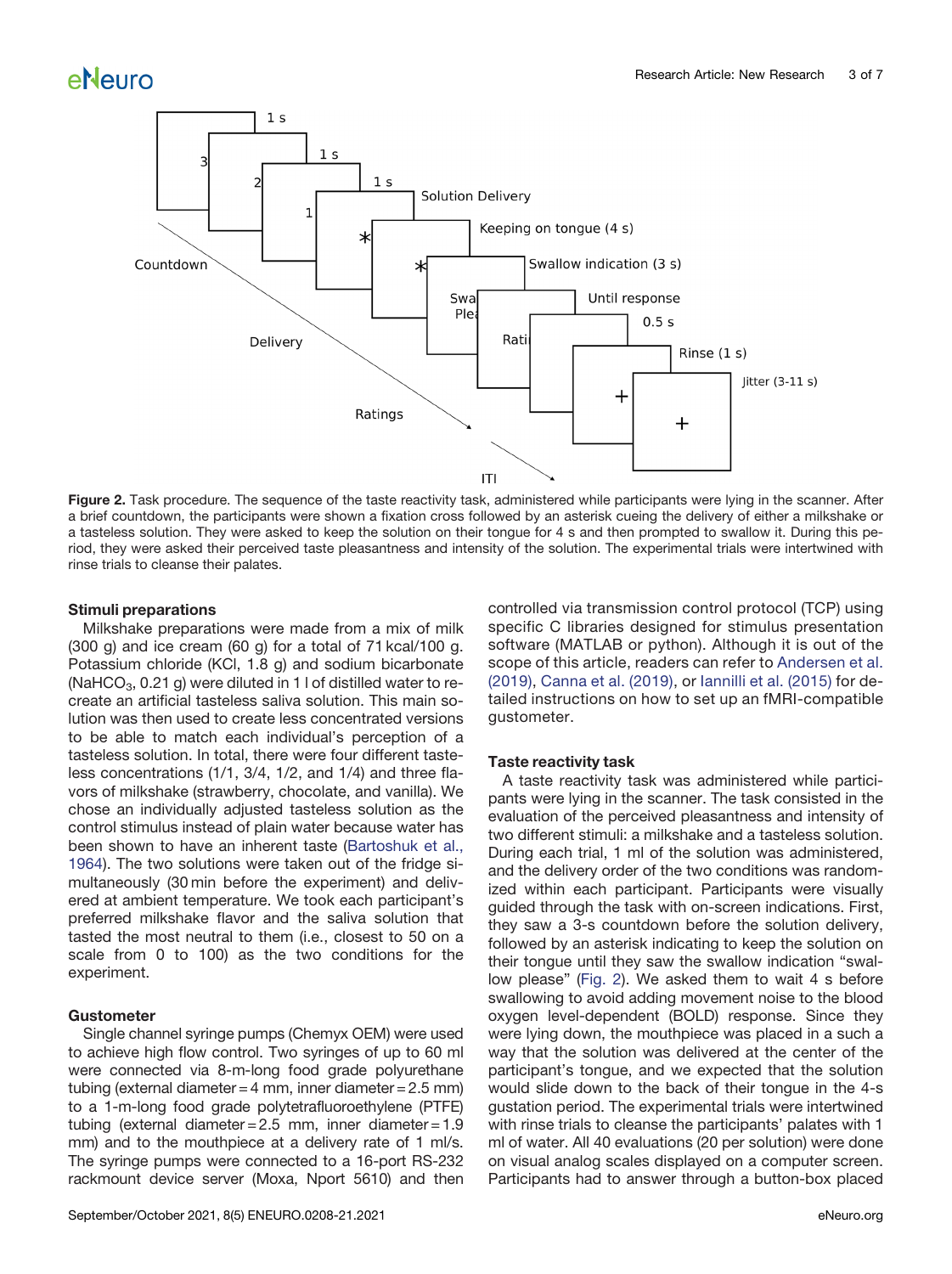Figure 2. Task procedure. The sequence of the taste reactivity task, administered while participants were lying in the scanner. After a brief countdown, the participants were shown a fixation cross followed by an asterisk cueing the delivery of either a milkshake or a tasteless solution. They were asked to keep the solution on their tongue for 4 s and then prompted to swallow it. During this period, they were asked their perceived taste pleasantness and intensity of the solution. The experimental trials were intertwined with rinse trials to cleanse their palates.

### Stimuli preparations

Milkshake preparations were made from a mix of milk (300 g) and ice cream (60 g) for a total of 71 kcal/100 g. Potassium chloride (KCl, 1.8 g) and sodium bicarbonate ($NaHCO_3$, 0.21 g) were diluted in 1 l of distilled water to recreate an artificial tasteless saliva solution. This main solution was then used to create less concentrated versions to be able to match each individual's perception of a tasteless solution. In total, there were four different tasteless concentrations (1/1, 3/4, 1/2, and 1/4) and three flavors of milkshake (strawberry, chocolate, and vanilla). We chose an individually adjusted tasteless solution as the control stimulus instead of plain water because water has been shown to have an inherent taste (Bartoshuk et al., 1964). The two solutions were taken out of the fridge simultaneously (30 min before the experiment) and delivered at ambient temperature. We took each participant's preferred milkshake flavor and the saliva solution that tasted the most neutral to them (i.e., closest to 50 on a scale from 0 to 100) as the two conditions for the experiment.

### Gustometer

Single channel syringe pumps (Chemyx OEM) were used to achieve high flow control. Two syringes of up to 60 ml were connected via 8-m-long food grade polyurethane tubing (external diameter = 4 mm, inner diameter = 2.5 mm) to a 1-m-long food grade polytetrafluoroethylene (PTFE) tubing (external diameter = 2.5 mm, inner diameter = 1.9 mm) and to the mouthpiece at a delivery rate of 1 ml/s. The syringe pumps were connected to a 16-port RS-232 rackmount device server (Moxa, Nport 5610) and then controlled via transmission control protocol (TCP) using specific C libraries designed for stimulus presentation software (MATLAB or python). Although it is out of the scope of this article, readers can refer to Andersen et al. (2019), Canna et al. (2019), or Iannilli et al. (2015) for detailed instructions on how to set up an fMRI-compatible gustometer.

### Taste reactivity task

A taste reactivity task was administered while participants were lying in the scanner. The task consisted in the evaluation of the perceived pleasantness and intensity of two different stimuli: a milkshake and a tasteless solution. During each trial, 1 ml of the solution was administered, and the delivery order of the two conditions was randomized within each participant. Participants were visually guided through the task with on-screen indications. First, they saw a 3-s countdown before the solution delivery, followed by an asterisk indicating to keep the solution on their tongue until they saw the swallow indication "swallow please" (Fig. 2). We asked them to wait 4 s before swallowing to avoid adding movement noise to the blood oxygen level-dependent (BOLD) response. Since they were lying down, the mouthpiece was placed in a such a way that the solution was delivered at the center of the participant's tongue, and we expected that the solution would slide down to the back of their tongue in the 4-s gustation period. The experimental trials were intertwined with rinse trials to cleanse the participants' palates with 1 ml of water. All 40 evaluations (20 per solution) were done on visual analog scales displayed on a computer screen. Participants had to answer through a button-box placed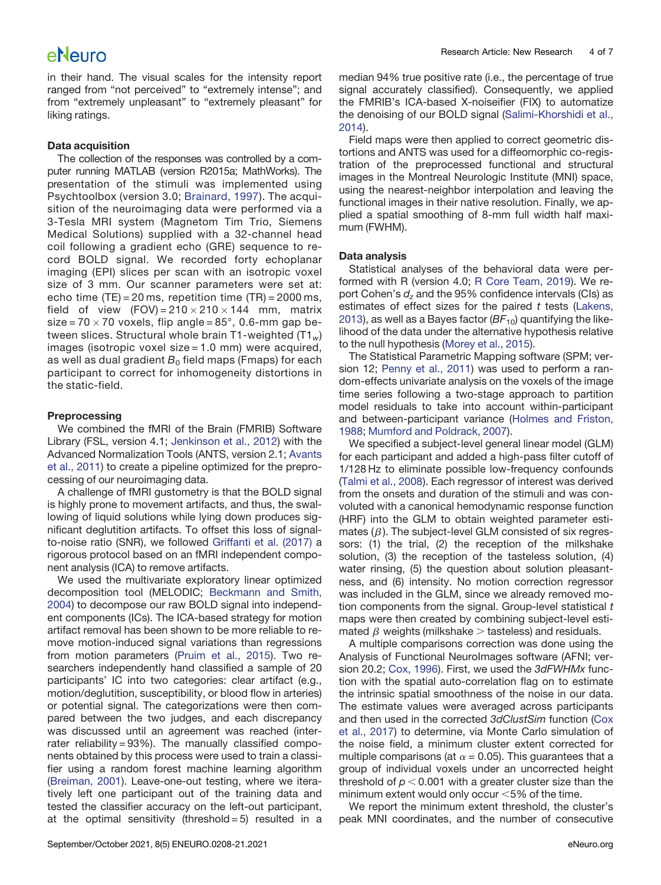in their hand. The visual scales for the intensity report ranged from "not perceived" to "extremely intense"; and from "extremely unpleasant" to "extremely pleasant" for liking ratings.

### Data acquisition

The collection of the responses was controlled by a computer running MATLAB (version R2015a; MathWorks). The presentation of the stimuli was implemented using Psychtoolbox (version 3.0; Brainard, 1997). The acquisition of the neuroimaging data were performed via a 3-Tesla MRI system (Magnetom Tim Trio, Siemens Medical Solutions) supplied with a 32-channel head coil following a gradient echo (GRE) sequence to record BOLD signal. We recorded forty echoplanar imaging (EPI) slices per scan with an isotropic voxel size of 3 mm. Our scanner parameters were set at: echo time (TE) = 20 ms, repetition time (TR) = 2000 ms, field of view (FOV) = 210 × 210 × 144 mm, matrix size = 70 × 70 voxels, flip angle = 85°, 0.6-mm gap between slices. Structural whole brain T1-weighted ($T1_w$) images (isotropic voxel size = 1.0 mm) were acquired, as well as dual gradient $B_0$ field maps (Fmaps) for each participant to correct for inhomogeneity distortions in the static-field.

### Preprocessing

We combined the fMRI of the Brain (FMRIB) Software Library (FSL, version 4.1; Jenkinson et al., 2012) with the Advanced Normalization Tools (ANTS, version 2.1; Avants et al., 2011) to create a pipeline optimized for the preprocessing of our neuroimaging data.

A challenge of fMRI gustometry is that the BOLD signal is highly prone to movement artifacts, and thus, the swallowing of liquid solutions while lying down produces significant deglutition artifacts. To offset this loss of signal-to-noise ratio (SNR), we followed Griffanti et al. (2017) a rigorous protocol based on an fMRI independent component analysis (ICA) to remove artifacts.

We used the multivariate exploratory linear optimized decomposition tool (MELODIC; Beckmann and Smith, 2004) to decompose our raw BOLD signal into independent components (ICs). The ICA-based strategy for motion artifact removal has been shown to be more reliable to remove motion-induced signal variations than regressions from motion parameters (Pruim et al., 2015). Two researchers independently hand classified a sample of 20 participants' IC into two categories: clear artifact (e.g., motion/deglutition, susceptibility, or blood flow in arteries) or potential signal. The categorizations were then compared between the two judges, and each discrepancy was discussed until an agreement was reached (inter-rater reliability = 93%). The manually classified components obtained by this process were used to train a classifier using a random forest machine learning algorithm (Breiman, 2001). Leave-one-out testing, where we iteratively left one participant out of the training data and tested the classifier accuracy on the left-out participant, at the optimal sensitivity (threshold = 5) resulted in a median 94% true positive rate (i.e., the percentage of true signal accurately classified). Consequently, we applied the FMRIB's ICA-based X-noiseifier (FIX) to automatize the denoising of our BOLD signal (Salimi-Khorshidi et al., 2014).

Field maps were then applied to correct geometric distortions and ANTS was used for a diffeomorphic co-registration of the preprocessed functional and structural images in the Montreal Neurologic Institute (MNI) space, using the nearest-neighbor interpolation and leaving the functional images in their native resolution. Finally, we applied a spatial smoothing of 8-mm full width half maximum (FWHM).

### Data analysis

Statistical analyses of the behavioral data were performed with R (version 4.0; R Core Team, 2019). We report Cohen's $d_z$ and the 95% confidence intervals (CIs) as estimates of effect sizes for the paired $t$ tests (Lakens, 2013), as well as a Bayes factor ($BF_{10}$) quantifying the likelihood of the data under the alternative hypothesis relative to the null hypothesis (Morey et al., 2015).

The Statistical Parametric Mapping software (SPM; version 12; Penny et al., 2011) was used to perform a random-effects univariate analysis on the voxels of the image time series following a two-stage approach to partition model residuals to take into account within-participant and between-participant variance (Holmes and Friston, 1988; Mumford and Poldrack, 2007).

We specified a subject-level general linear model (GLM) for each participant and added a high-pass filter cutoff of 1/128 Hz to eliminate possible low-frequency confounds (Talmi et al., 2008). Each regressor of interest was derived from the onsets and duration of the stimuli and was convoluted with a canonical hemodynamic response function (HRF) into the GLM to obtain weighted parameter estimates ($\beta$). The subject-level GLM consisted of six regressors: (1) the trial, (2) the reception of the milkshake solution, (3) the reception of the tasteless solution, (4) water rinsing, (5) the question about solution pleasantness, and (6) intensity. No motion correction regressor was included in the GLM, since we already removed motion components from the signal. Group-level statistical $t$ maps were then created by combining subject-level estimated $\beta$ weights (milkshake > tasteless) and residuals.

A multiple comparisons correction was done using the Analysis of Functional NeuroImages software (AFNI; version 20.2; Cox, 1996). First, we used the *3dFWHMx* function with the spatial auto-correlation flag on to estimate the intrinsic spatial smoothness of the noise in our data. The estimate values were averaged across participants and then used in the corrected *3dClustSim* function (Cox et al., 2017) to determine, via Monte Carlo simulation of the noise field, a minimum cluster extent corrected for multiple comparisons (at $\alpha = 0.05$). This guarantees that a group of individual voxels under an uncorrected height threshold of $p < 0.001$ with a greater cluster size than the minimum extent would only occur <5% of the time.

We report the minimum extent threshold, the cluster's peak MNI coordinates, and the number of consecutive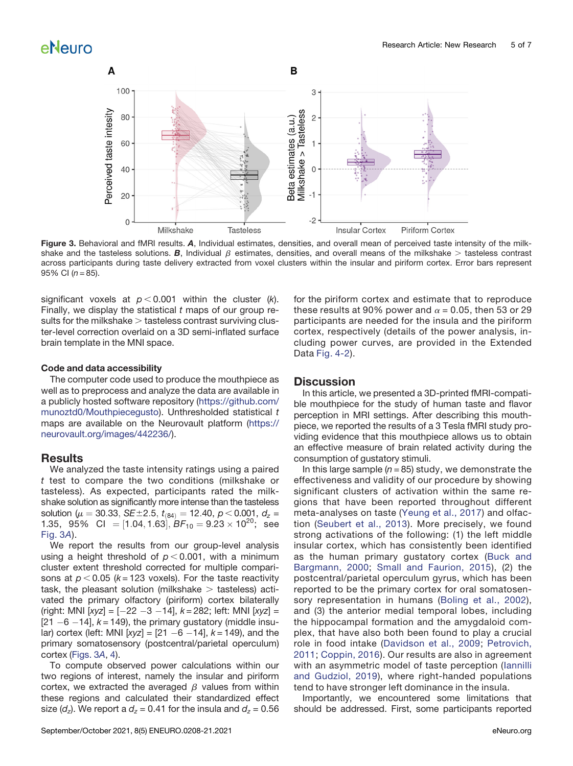**Figure 3.** Behavioral and fMRI results. ***A***, Individual estimates, densities, and overall mean of perceived taste intensity of the milkshake and the tasteless solutions. ***B***, Individual $\beta$ estimates, densities, and overall means of the milkshake > tasteless contrast across participants during taste delivery extracted from voxel clusters within the insular and piriform cortex. Error bars represent 95% CI ($n = 85$).

significant voxels at $p < 0.001$ within the cluster ($k$). Finally, we display the statistical $t$ maps of our group results for the milkshake > tasteless contrast surviving cluster-level correction overlaid on a 3D semi-inflated surface brain template in the MNI space.

### Code and data accessibility

The computer code used to produce the mouthpiece as well as to preprocess and analyze the data are available in a publicly hosted software repository (https://github.com/munoztd0/Mouthpiecegusto). Unthresholded statistical $t$ maps are available on the Neurovault platform (https://neurovault.org/images/442236/).

## Results

We analyzed the taste intensity ratings using a paired $t$ test to compare the two conditions (milkshake or tasteless). As expected, participants rated the milkshake solution as significantly more intense than the tasteless solution ($\mu = 30.33$, $SE \pm 2.5$, $t_{(84)} = 12.40$, $p < 0.001$, $d_z = 1.35$, 95% CI $= [1.04, 1.63]$, $BF_{10} = 9.23 \times 10^{20}$; see Fig. 3A).

We report the results from our group-level analysis using a height threshold of $p < 0.001$, with a minimum cluster extent threshold corrected for multiple comparisons at $p < 0.05$ ($k = 123$ voxels). For the taste reactivity task, the pleasant solution (milkshake > tasteless) activated the primary olfactory (piriform) cortex bilaterally (right: MNI [$xyz$] = [−22 −3 −14], $k = 282$; left: MNI [$xyz$] = [21 −6 −14], $k = 149$), the primary gustatory (middle insular) cortex (left: MNI [$xyz$] = [21 −6 −14], $k = 149$), and the primary somatosensory (postcentral/parietal operculum) cortex (Figs. 3A, 4).

To compute observed power calculations within our two regions of interest, namely the insular and piriform cortex, we extracted the averaged $\beta$ values from within these regions and calculated their standardized effect size ($d_z$). We report a $d_z = 0.41$ for the insula and $d_z = 0.56$ for the piriform cortex and estimate that to reproduce these results at 90% power and $\alpha = 0.05$, then 53 or 29 participants are needed for the insula and the piriform cortex, respectively (details of the power analysis, including power curves, are provided in the Extended Data Fig. 4-2).

## Discussion

In this article, we presented a 3D-printed fMRI-compatible mouthpiece for the study of human taste and flavor perception in MRI settings. After describing this mouthpiece, we reported the results of a 3 Tesla fMRI study providing evidence that this mouthpiece allows us to obtain an effective measure of brain related activity during the consumption of gustatory stimuli.

In this large sample ($n = 85$) study, we demonstrate the effectiveness and validity of our procedure by showing significant clusters of activation within the same regions that have been reported throughout different meta-analyses on taste (Yeung et al., 2017) and olfaction (Seubert et al., 2013). More precisely, we found strong activations of the following: (1) the left middle insular cortex, which has consistently been identified as the human primary gustatory cortex (Buck and Bargmann, 2000; Small and Faurion, 2015), (2) the postcentral/parietal operculum gyrus, which has been reported to be the primary cortex for oral somatosensory representation in humans (Boling et al., 2002), and (3) the anterior medial temporal lobes, including the hippocampal formation and the amygdaloid complex, that have also both been found to play a crucial role in food intake (Davidson et al., 2009; Petrovich, 2011; Coppin, 2016). Our results are also in agreement with an asymmetric model of taste perception (Iannilli and Gudziol, 2019), where right-handed populations tend to have stronger left dominance in the insula.

Importantly, we encountered some limitations that should be addressed. First, some participants reported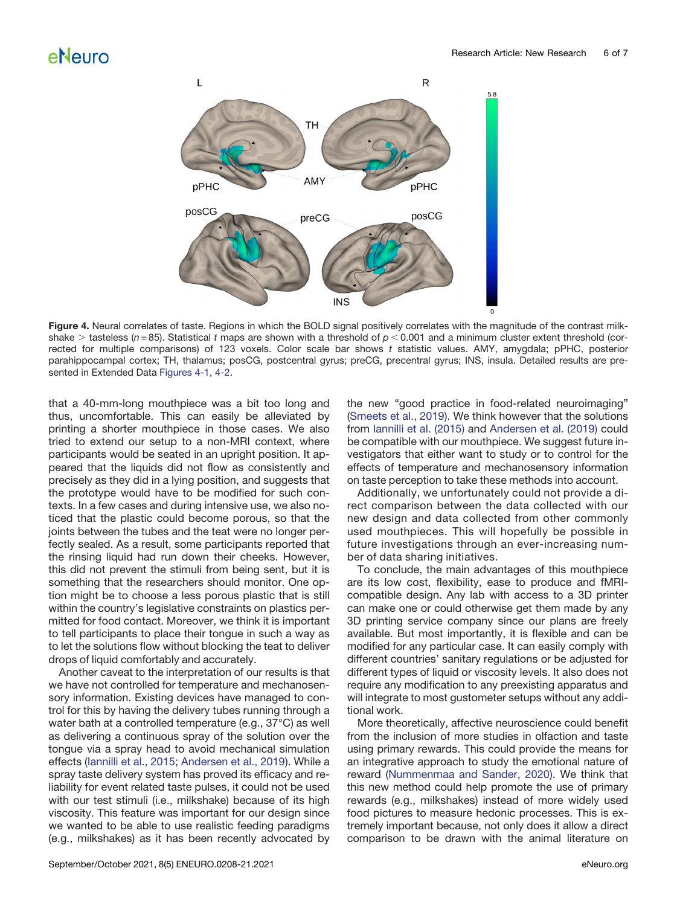**Figure 4.** Neural correlates of taste. Regions in which the BOLD signal positively correlates with the magnitude of the contrast milkshake > tasteless ($n = 85$). Statistical $t$ maps are shown with a threshold of $p < 0.001$ and a minimum cluster extent threshold (corrected for multiple comparisons) of 123 voxels. Color scale bar shows $t$ statistic values. AMY, amygdala; pPHC, posterior parahippocampal cortex; TH, thalamus; posCG, postcentral gyrus; preCG, precentral gyrus; INS, insula. Detailed results are presented in Extended Data Figures 4-1, 4-2.

that a 40-mm-long mouthpiece was a bit too long and thus, uncomfortable. This can easily be alleviated by printing a shorter mouthpiece in those cases. We also tried to extend our setup to a non-MRI context, where participants would be seated in an upright position. It appeared that the liquids did not flow as consistently and precisely as they did in a lying position, and suggests that the prototype would have to be modified for such contexts. In a few cases and during intensive use, we also noticed that the plastic could become porous, so that the joints between the tubes and the teat were no longer perfectly sealed. As a result, some participants reported that the rinsing liquid had run down their cheeks. However, this did not prevent the stimuli from being sent, but it is something that the researchers should monitor. One option might be to choose a less porous plastic that is still within the country's legislative constraints on plastics permitted for food contact. Moreover, we think it is important to tell participants to place their tongue in such a way as to let the solutions flow without blocking the teat to deliver drops of liquid comfortably and accurately.

Another caveat to the interpretation of our results is that we have not controlled for temperature and mechanosensory information. Existing devices have managed to control for this by having the delivery tubes running through a water bath at a controlled temperature (e.g., 37°C) as well as delivering a continuous spray of the solution over the tongue via a spray head to avoid mechanical simulation effects (Iannilli et al., 2015; Andersen et al., 2019). While a spray taste delivery system has proved its efficacy and reliability for event related taste pulses, it could not be used with our test stimuli (i.e., milkshake) because of its high viscosity. This feature was important for our design since we wanted to be able to use realistic feeding paradigms (e.g., milkshakes) as it has been recently advocated by the new "good practice in food-related neuroimaging" (Smeets et al., 2019). We think however that the solutions from Iannilli et al. (2015) and Andersen et al. (2019) could be compatible with our mouthpiece. We suggest future investigators that either want to study or to control for the effects of temperature and mechanosensory information on taste perception to take these methods into account.

Additionally, we unfortunately could not provide a direct comparison between the data collected with our new design and data collected from other commonly used mouthpieces. This will hopefully be possible in future investigations through an ever-increasing number of data sharing initiatives.

To conclude, the main advantages of this mouthpiece are its low cost, flexibility, ease to produce and fMRI-compatible design. Any lab with access to a 3D printer can make one or could otherwise get them made by any 3D printing service company since our plans are freely available. But most importantly, it is flexible and can be modified for any particular case. It can easily comply with different countries' sanitary regulations or be adjusted for different types of liquid or viscosity levels. It also does not require any modification to any preexisting apparatus and will integrate to most gustometer setups without any additional work.

More theoretically, affective neuroscience could benefit from the inclusion of more studies in olfaction and taste using primary rewards. This could provide the means for an integrative approach to study the emotional nature of reward (Nummenmaa and Sander, 2020). We think that this new method could help promote the use of primary rewards (e.g., milkshakes) instead of more widely used food pictures to measure hedonic processes. This is extremely important because, not only does it allow a direct comparison to be drawn with the animal literature on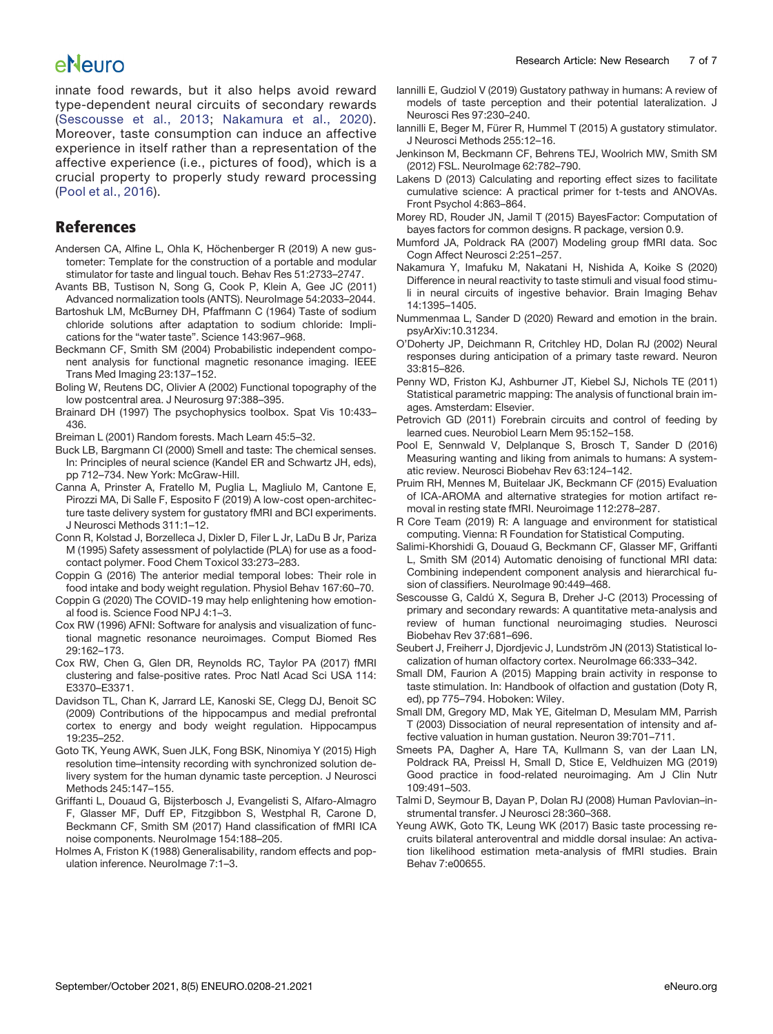innate food rewards, but it also helps avoid reward type-dependent neural circuits of secondary rewards (Sescousse et al., 2013; Nakamura et al., 2020). Moreover, taste consumption can induce an affective experience in itself rather than a representation of the affective experience (i.e., pictures of food), which is a crucial property to properly study reward processing (Pool et al., 2016).

## References

Andersen CA, Alfine L, Ohla K, Höchenberger R (2019) A new gustometer: Template for the construction of a portable and modular stimulator for taste and lingual touch. Behav Res 51:2733–2747.

Avants BB, Tustison N, Song G, Cook P, Klein A, Gee JC (2011) Advanced normalization tools (ANTS). NeuroImage 54:2033–2044.

Bartoshuk LM, McBurney DH, Pfaffmann C (1964) Taste of sodium chloride solutions after adaptation to sodium chloride: Implications for the "water taste". Science 143:967–968.

Beckmann CF, Smith SM (2004) Probabilistic independent component analysis for functional magnetic resonance imaging. IEEE Trans Med Imaging 23:137–152.

Boling W, Reutens DC, Olivier A (2002) Functional topography of the low postcentral area. J Neurosurg 97:388–395.

Brainard DH (1997) The psychophysics toolbox. Spat Vis 10:433–436.

Breiman L (2001) Random forests. Mach Learn 45:5–32.

Buck LB, Bargmann CI (2000) Smell and taste: The chemical senses. In: Principles of neural science (Kandel ER and Schwartz JH, eds), pp 712–734. New York: McGraw-Hill.

Canna A, Prinster A, Fratello M, Puglia L, Magliulo M, Cantone E, Pirozzi MA, Di Salle F, Esposito F (2019) A low-cost open-architecture taste delivery system for gustatory fMRI and BCI experiments. J Neurosci Methods 311:1–12.

Conn R, Kolstad J, Borzelleca J, Dixler D, Filer L Jr, LaDu B Jr, Pariza M (1995) Safety assessment of polylactide (PLA) for use as a food-contact polymer. Food Chem Toxicol 33:273–283.

Coppin G (2016) The anterior medial temporal lobes: Their role in food intake and body weight regulation. Physiol Behav 167:60–70.

Coppin G (2020) The COVID-19 may help enlightening how emotional food is. Science Food NPJ 4:1–3.

Cox RW (1996) AFNI: Software for analysis and visualization of functional magnetic resonance neuroimages. Comput Biomed Res 29:162–173.

Cox RW, Chen G, Glen DR, Reynolds RC, Taylor PA (2017) fMRI clustering and false-positive rates. Proc Natl Acad Sci USA 114: E3370–E3371.

Davidson TL, Chan K, Jarrard LE, Kanoski SE, Clegg DJ, Benoit SC (2009) Contributions of the hippocampus and medial prefrontal cortex to energy and body weight regulation. Hippocampus 19:235–252.

Goto TK, Yeung AWK, Suen JLK, Fong BSK, Ninomiya Y (2015) High resolution time–intensity recording with synchronized solution delivery system for the human dynamic taste perception. J Neurosci Methods 245:147–155.

Griffanti L, Douaud G, Bijsterbosch J, Evangelisti S, Alfaro-Almagro F, Glasser MF, Duff EP, Fitzgibbon S, Westphal R, Carone D, Beckmann CF, Smith SM (2017) Hand classification of fMRI ICA noise components. NeuroImage 154:188–205.

Holmes A, Friston K (1988) Generalisability, random effects and population inference. NeuroImage 7:1–3.

Iannilli E, Gudziol V (2019) Gustatory pathway in humans: A review of models of taste perception and their potential lateralization. J Neurosci Res 97:230–240.

Iannilli E, Beger M, Fürer R, Hummel T (2015) A gustatory stimulator. J Neurosci Methods 255:12–16.

Jenkinson M, Beckmann CF, Behrens TEJ, Woolrich MW, Smith SM (2012) FSL. NeuroImage 62:782–790.

Lakens D (2013) Calculating and reporting effect sizes to facilitate cumulative science: A practical primer for t-tests and ANOVAs. Front Psychol 4:863–864.

Morey RD, Rouder JN, Jamil T (2015) BayesFactor: Computation of bayes factors for common designs. R package, version 0.9.

Mumford JA, Poldrack RA (2007) Modeling group fMRI data. Soc Cogn Affect Neurosci 2:251–257.

Nakamura Y, Imafuku M, Nakatani H, Nishida A, Koike S (2020) Difference in neural reactivity to taste stimuli and visual food stimuli in neural circuits of ingestive behavior. Brain Imaging Behav 14:1395–1405.

Nummenmaa L, Sander D (2020) Reward and emotion in the brain. psyArXiv:10.31234.

O'Doherty JP, Deichmann R, Critchley HD, Dolan RJ (2002) Neural responses during anticipation of a primary taste reward. Neuron 33:815–826.

Penny WD, Friston KJ, Ashburner JT, Kiebel SJ, Nichols TE (2011) Statistical parametric mapping: The analysis of functional brain images. Amsterdam: Elsevier.

Petrovich GD (2011) Forebrain circuits and control of feeding by learned cues. Neurobiol Learn Mem 95:152–158.

Pool E, Sennwald V, Delplanque S, Brosch T, Sander D (2016) Measuring wanting and liking from animals to humans: A systematic review. Neurosci Biobehav Rev 63:124–142.

Pruim RH, Mennes M, Buitelaar JK, Beckmann CF (2015) Evaluation of ICA-AROMA and alternative strategies for motion artifact removal in resting state fMRI. Neuroimage 112:278–287.

R Core Team (2019) R: A language and environment for statistical computing. Vienna: R Foundation for Statistical Computing.

Salimi-Khorshidi G, Douaud G, Beckmann CF, Glasser MF, Griffanti L, Smith SM (2014) Automatic denoising of functional MRI data: Combining independent component analysis and hierarchical fusion of classifiers. NeuroImage 90:449–468.

Sescousse G, Caldú X, Segura B, Dreher J-C (2013) Processing of primary and secondary rewards: A quantitative meta-analysis and review of human functional neuroimaging studies. Neurosci Biobehav Rev 37:681–696.

Seubert J, Freiherr J, Djordjevic J, Lundström JN (2013) Statistical localization of human olfactory cortex. NeuroImage 66:333–342.

Small DM, Faurion A (2015) Mapping brain activity in response to taste stimulation. In: Handbook of olfaction and gustation (Doty R, ed), pp 775–794. Hoboken: Wiley.

Small DM, Gregory MD, Mak YE, Gitelman D, Mesulam MM, Parrish T (2003) Dissociation of neural representation of intensity and affective valuation in human gustation. Neuron 39:701–711.

Smeets PA, Dagher A, Hare TA, Kullmann S, van der Laan LN, Poldrack RA, Preissl H, Small D, Stice E, Veldhuizen MG (2019) Good practice in food-related neuroimaging. Am J Clin Nutr 109:491–503.

Talmi D, Seymour B, Dayan P, Dolan RJ (2008) Human Pavlovian–instrumental transfer. J Neurosci 28:360–368.

Yeung AWK, Goto TK, Leung WK (2017) Basic taste processing recruits bilateral anteroventral and middle dorsal insulae: An activation likelihood estimation meta-analysis of fMRI studies. Brain Behav 7:e00655.